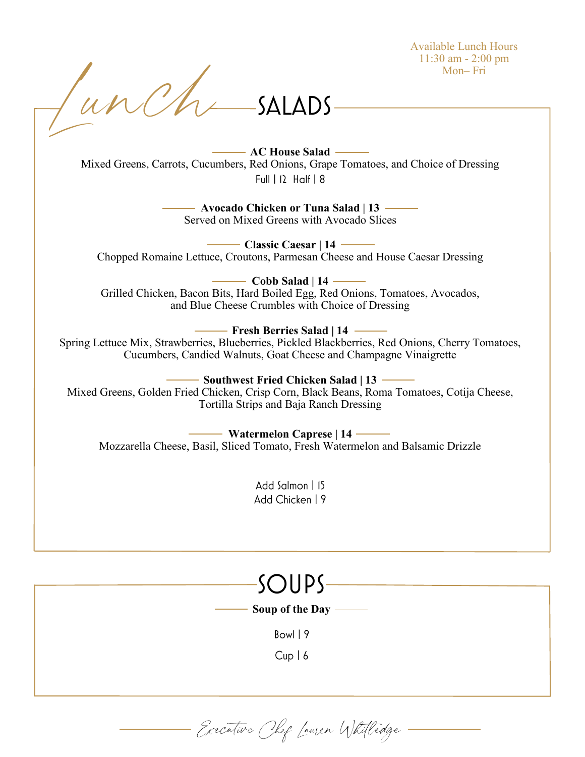Available Lunch Hours
11:30 am - 2:00 pm
Mon– Fri

# Lunch

## SALADS

**AC House Salad**
Mixed Greens, Carrots, Cucumbers, Red Onions, Grape Tomatoes, and Choice of Dressing
Full | 12 Half | 8

**Avocado Chicken or Tuna Salad | 13**
Served on Mixed Greens with Avocado Slices

**Classic Caesar | 14**
Chopped Romaine Lettuce, Croutons, Parmesan Cheese and House Caesar Dressing

**Cobb Salad | 14**
Grilled Chicken, Bacon Bits, Hard Boiled Egg, Red Onions, Tomatoes, Avocados, and Blue Cheese Crumbles with Choice of Dressing

**Fresh Berries Salad | 14**
Spring Lettuce Mix, Strawberries, Blueberries, Pickled Blackberries, Red Onions, Cherry Tomatoes, Cucumbers, Candied Walnuts, Goat Cheese and Champagne Vinaigrette

**Southwest Fried Chicken Salad | 13**
Mixed Greens, Golden Fried Chicken, Crisp Corn, Black Beans, Roma Tomatoes, Cotija Cheese, Tortilla Strips and Baja Ranch Dressing

**Watermelon Caprese | 14**
Mozzarella Cheese, Basil, Sliced Tomato, Fresh Watermelon and Balsamic Drizzle

Add Salmon | 15
Add Chicken | 9

## SOUPS

**Soup of the Day**

Bowl | 9

Cup | 6

*Executive Chef Lauren Whitledge*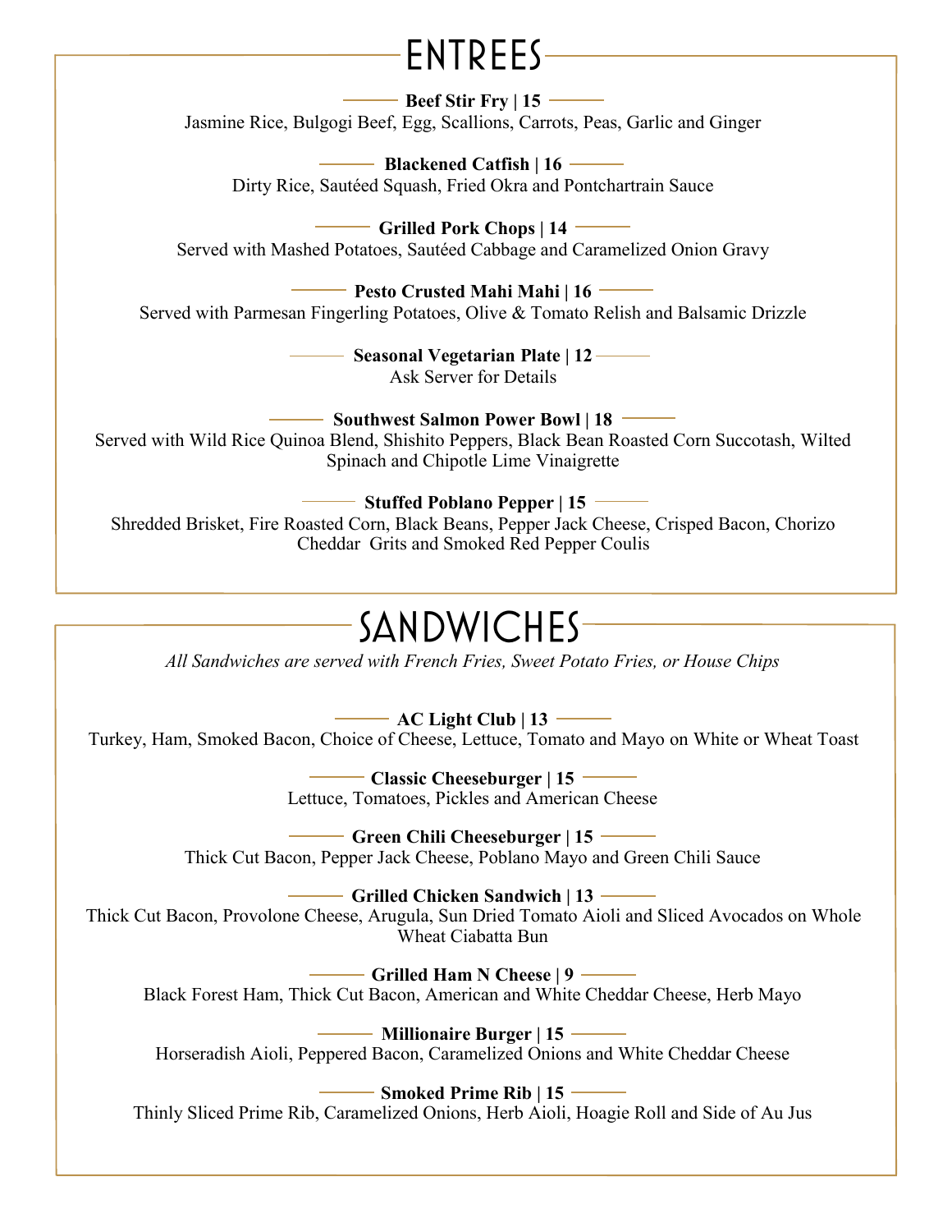# ENTREES

**Beef Stir Fry | 15**
Jasmine Rice, Bulgogi Beef, Egg, Scallions, Carrots, Peas, Garlic and Ginger

**Blackened Catfish | 16**
Dirty Rice, Sautéed Squash, Fried Okra and Pontchartrain Sauce

**Grilled Pork Chops | 14**
Served with Mashed Potatoes, Sautéed Cabbage and Caramelized Onion Gravy

**Pesto Crusted Mahi Mahi | 16**
Served with Parmesan Fingerling Potatoes, Olive & Tomato Relish and Balsamic Drizzle

**Seasonal Vegetarian Plate | 12**
Ask Server for Details

**Southwest Salmon Power Bowl | 18**
Served with Wild Rice Quinoa Blend, Shishito Peppers, Black Bean Roasted Corn Succotash, Wilted Spinach and Chipotle Lime Vinaigrette

**Stuffed Poblano Pepper | 15**
Shredded Brisket, Fire Roasted Corn, Black Beans, Pepper Jack Cheese, Crisped Bacon, Chorizo Cheddar Grits and Smoked Red Pepper Coulis

# SANDWICHES

*All Sandwiches are served with French Fries, Sweet Potato Fries, or House Chips*

**AC Light Club | 13**
Turkey, Ham, Smoked Bacon, Choice of Cheese, Lettuce, Tomato and Mayo on White or Wheat Toast

**Classic Cheeseburger | 15**
Lettuce, Tomatoes, Pickles and American Cheese

**Green Chili Cheeseburger | 15**
Thick Cut Bacon, Pepper Jack Cheese, Poblano Mayo and Green Chili Sauce

**Grilled Chicken Sandwich | 13**
Thick Cut Bacon, Provolone Cheese, Arugula, Sun Dried Tomato Aioli and Sliced Avocados on Whole Wheat Ciabatta Bun

**Grilled Ham N Cheese | 9**
Black Forest Ham, Thick Cut Bacon, American and White Cheddar Cheese, Herb Mayo

**Millionaire Burger | 15**
Horseradish Aioli, Peppered Bacon, Caramelized Onions and White Cheddar Cheese

**Smoked Prime Rib | 15**
Thinly Sliced Prime Rib, Caramelized Onions, Herb Aioli, Hoagie Roll and Side of Au Jus